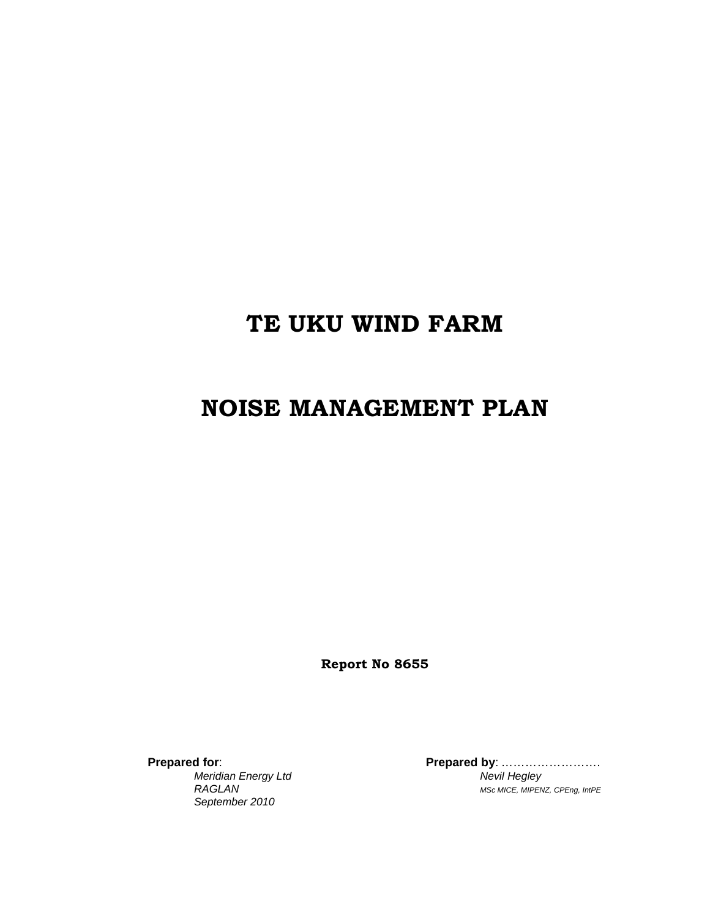# TE UKU WIND FARM

# NOISE MANAGEMENT PLAN

**Report No 8655**

**Prepared for**:
*Meridian Energy Ltd*
*RAGLAN*
*September 2010*

**Prepared by**: …………………….
*Nevil Hegley*
*MSc MICE, MIPENZ, CPEng, IntPE*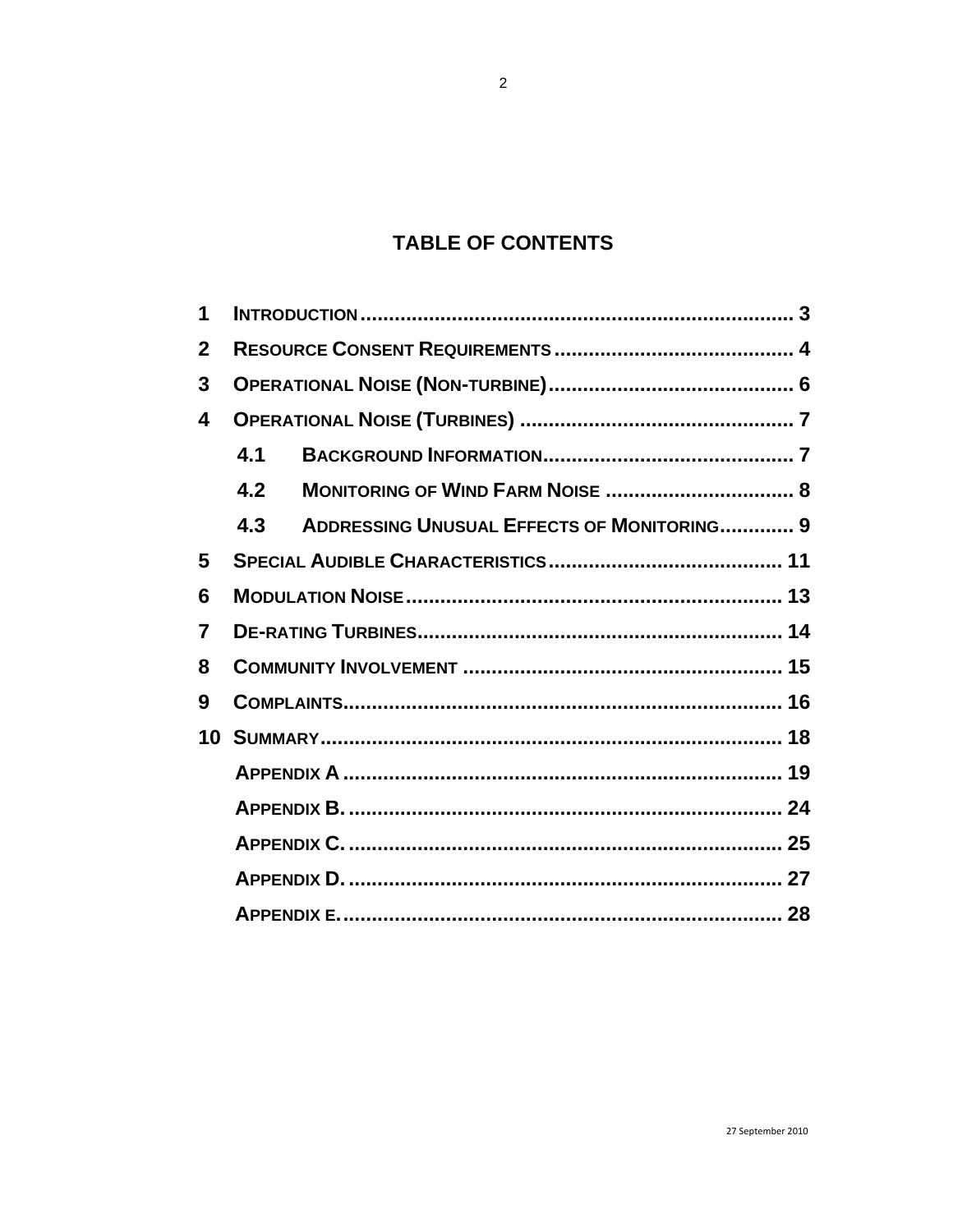# TABLE OF CONTENTS

1 INTRODUCTION ........................................................................ 3
2 RESOURCE CONSENT REQUIREMENTS ........................................ 4
3 OPERATIONAL NOISE (NON-TURBINE) ........................................ 6
4 OPERATIONAL NOISE (TURBINES) ............................................ 7
 4.1 BACKGROUND INFORMATION ........................................ 7
 4.2 MONITORING OF WIND FARM NOISE ............................... 8
 4.3 ADDRESSING UNUSUAL EFFECTS OF MONITORING ............. 9
5 SPECIAL AUDIBLE CHARACTERISTICS ...................................... 11
6 MODULATION NOISE ............................................................ 13
7 DE-RATING TURBINES ........................................................... 14
8 COMMUNITY INVOLVEMENT ................................................... 15
9 COMPLAINTS ...................................................................... 16
10 SUMMARY ........................................................................ 18
 APPENDIX A ........................................................................ 19
 APPENDIX B. ....................................................................... 24
 APPENDIX C. ....................................................................... 25
 APPENDIX D. ....................................................................... 27
 APPENDIX E. ....................................................................... 28

27 September 2010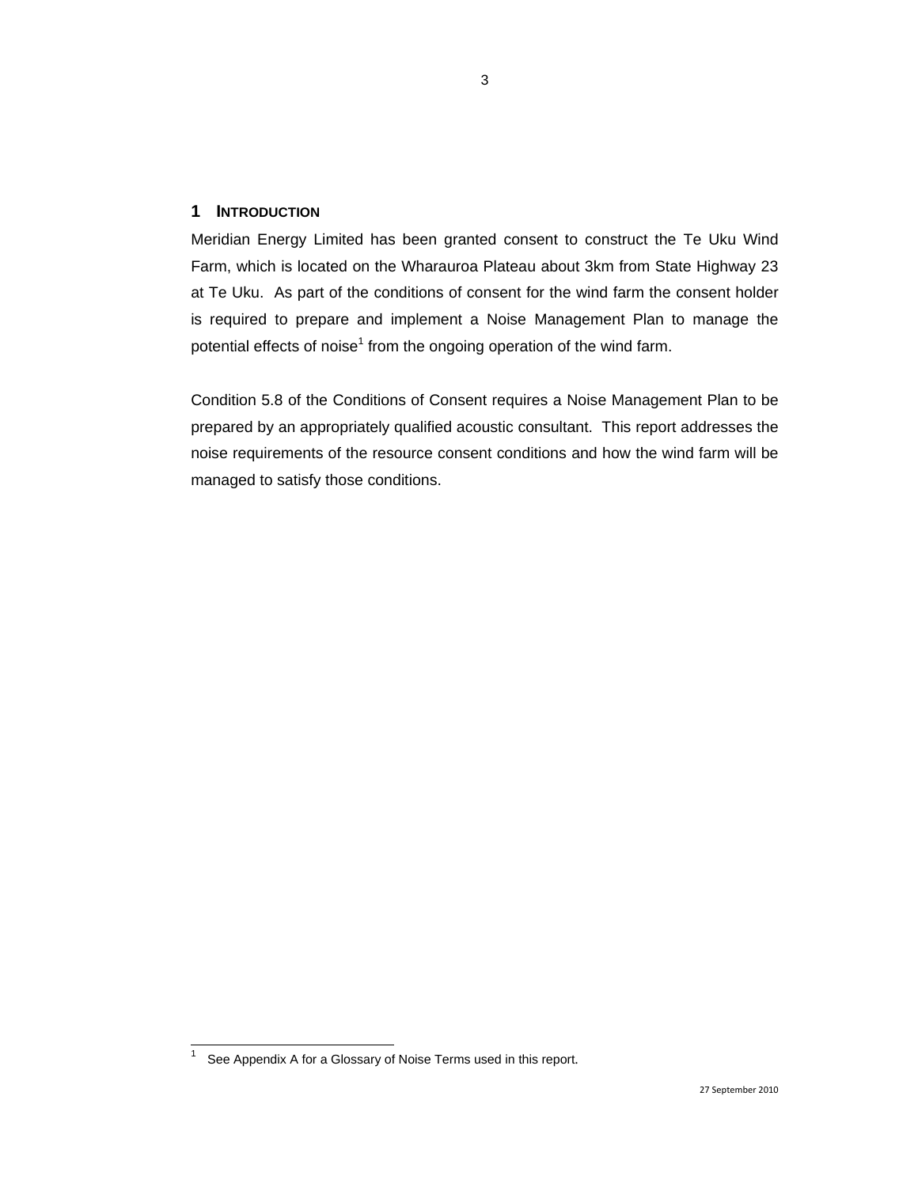# 1 INTRODUCTION

Meridian Energy Limited has been granted consent to construct the Te Uku Wind Farm, which is located on the Wharauroa Plateau about 3km from State Highway 23 at Te Uku. As part of the conditions of consent for the wind farm the consent holder is required to prepare and implement a Noise Management Plan to manage the potential effects of noise[1] from the ongoing operation of the wind farm.

Condition 5.8 of the Conditions of Consent requires a Noise Management Plan to be prepared by an appropriately qualified acoustic consultant. This report addresses the noise requirements of the resource consent conditions and how the wind farm will be managed to satisfy those conditions.

---

[1] See Appendix A for a Glossary of Noise Terms used in this report.

27 September 2010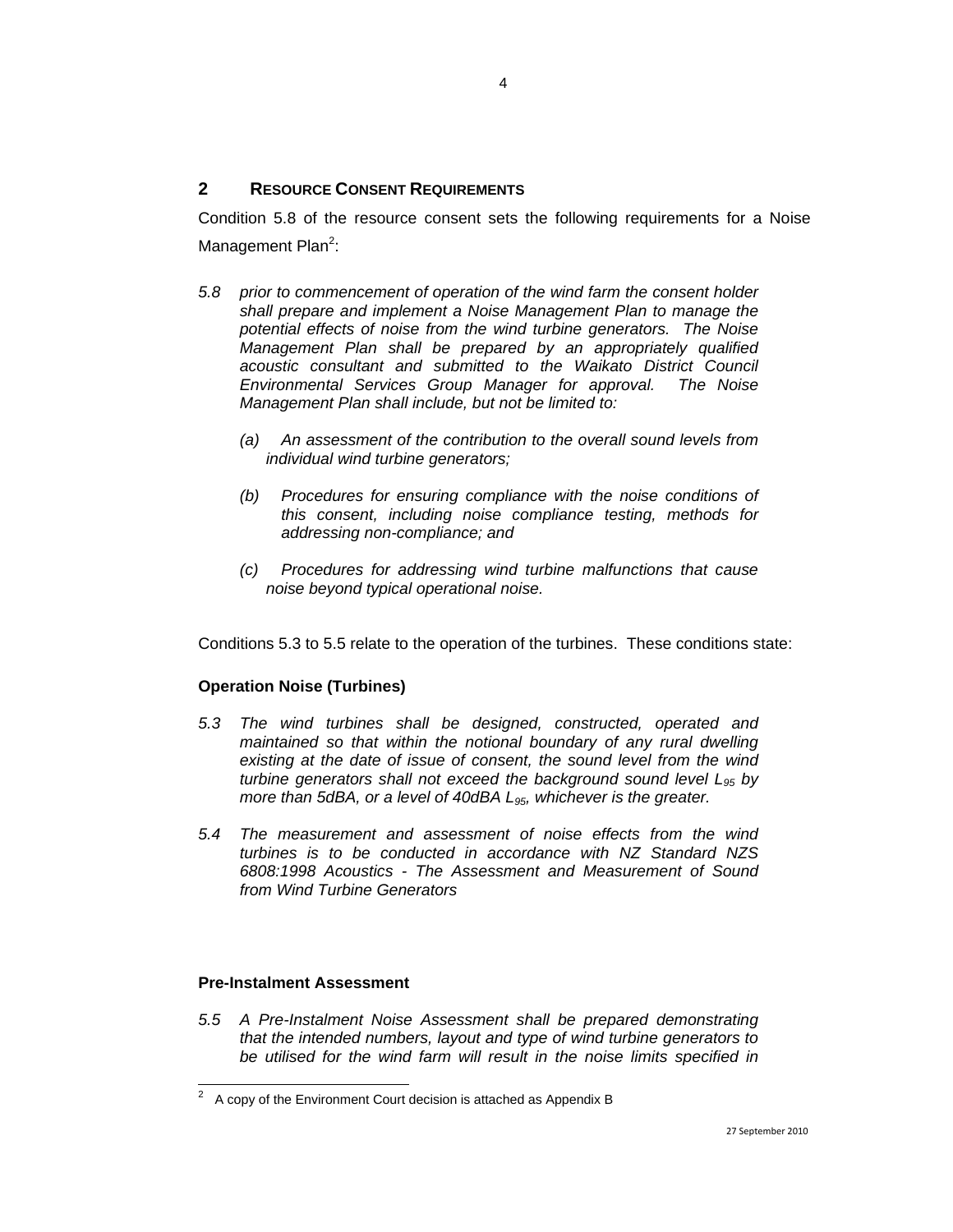## 2 RESOURCE CONSENT REQUIREMENTS

Condition 5.8 of the resource consent sets the following requirements for a Noise Management Plan[2]:

*5.8 prior to commencement of operation of the wind farm the consent holder shall prepare and implement a Noise Management Plan to manage the potential effects of noise from the wind turbine generators. The Noise Management Plan shall be prepared by an appropriately qualified acoustic consultant and submitted to the Waikato District Council Environmental Services Group Manager for approval. The Noise Management Plan shall include, but not be limited to:*

*(a) An assessment of the contribution to the overall sound levels from individual wind turbine generators;*

*(b) Procedures for ensuring compliance with the noise conditions of this consent, including noise compliance testing, methods for addressing non-compliance; and*

*(c) Procedures for addressing wind turbine malfunctions that cause noise beyond typical operational noise.*

Conditions 5.3 to 5.5 relate to the operation of the turbines. These conditions state:

**Operation Noise (Turbines)**

*5.3 The wind turbines shall be designed, constructed, operated and maintained so that within the notional boundary of any rural dwelling existing at the date of issue of consent, the sound level from the wind turbine generators shall not exceed the background sound level $L_{95}$ by more than 5dBA, or a level of 40dBA $L_{95}$, whichever is the greater.*

*5.4 The measurement and assessment of noise effects from the wind turbines is to be conducted in accordance with NZ Standard NZS 6808:1998 Acoustics - The Assessment and Measurement of Sound from Wind Turbine Generators*

**Pre-Instalment Assessment**

*5.5 A Pre-Instalment Noise Assessment shall be prepared demonstrating that the intended numbers, layout and type of wind turbine generators to be utilised for the wind farm will result in the noise limits specified in*

---

[2] A copy of the Environment Court decision is attached as Appendix B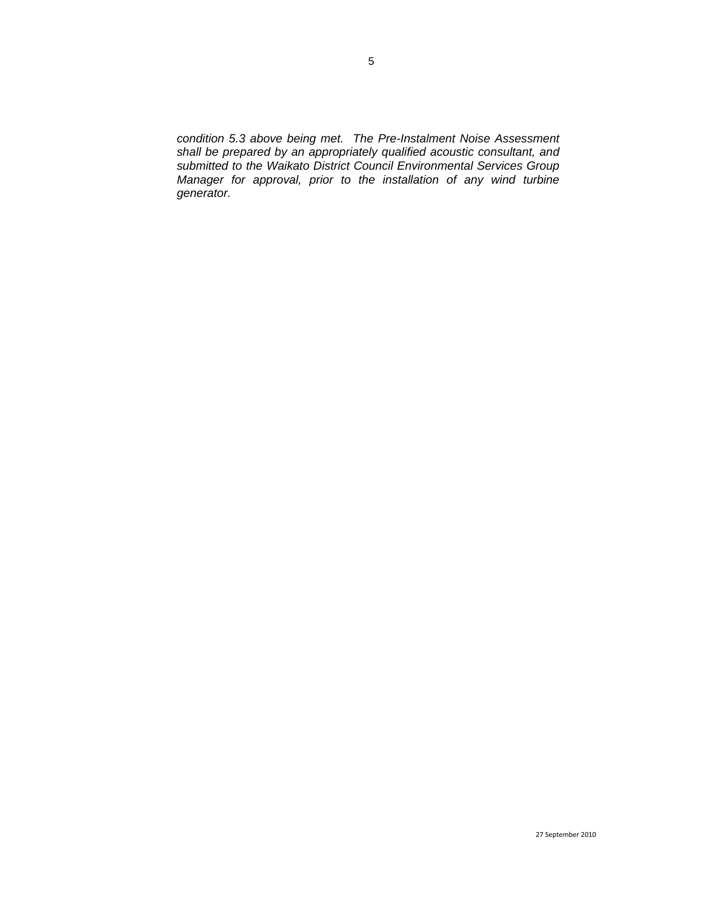*condition 5.3 above being met. The Pre-Instalment Noise Assessment shall be prepared by an appropriately qualified acoustic consultant, and submitted to the Waikato District Council Environmental Services Group Manager for approval, prior to the installation of any wind turbine generator.*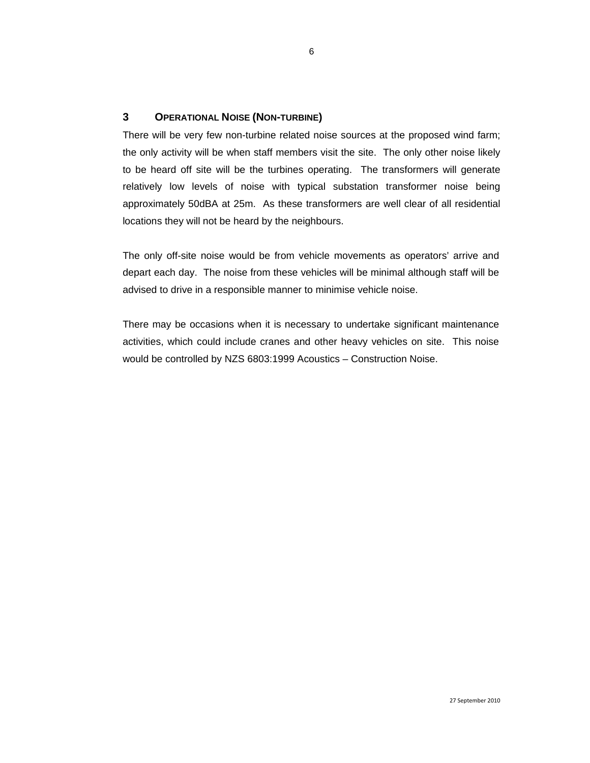## 3 OPERATIONAL NOISE (NON-TURBINE)

There will be very few non-turbine related noise sources at the proposed wind farm; the only activity will be when staff members visit the site. The only other noise likely to be heard off site will be the turbines operating. The transformers will generate relatively low levels of noise with typical substation transformer noise being approximately 50dBA at 25m. As these transformers are well clear of all residential locations they will not be heard by the neighbours.

The only off-site noise would be from vehicle movements as operators' arrive and depart each day. The noise from these vehicles will be minimal although staff will be advised to drive in a responsible manner to minimise vehicle noise.

There may be occasions when it is necessary to undertake significant maintenance activities, which could include cranes and other heavy vehicles on site. This noise would be controlled by NZS 6803:1999 Acoustics – Construction Noise.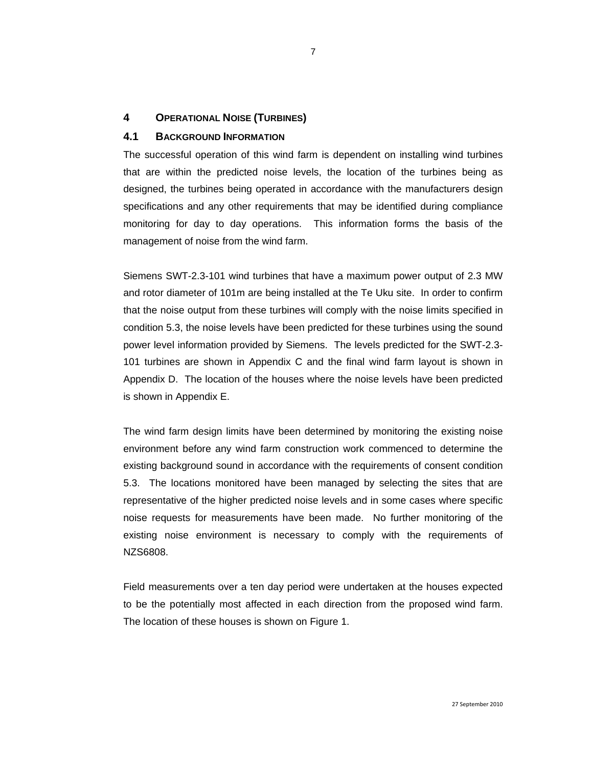## 4 OPERATIONAL NOISE (TURBINES)

### 4.1 BACKGROUND INFORMATION

The successful operation of this wind farm is dependent on installing wind turbines that are within the predicted noise levels, the location of the turbines being as designed, the turbines being operated in accordance with the manufacturers design specifications and any other requirements that may be identified during compliance monitoring for day to day operations. This information forms the basis of the management of noise from the wind farm.

Siemens SWT-2.3-101 wind turbines that have a maximum power output of 2.3 MW and rotor diameter of 101m are being installed at the Te Uku site. In order to confirm that the noise output from these turbines will comply with the noise limits specified in condition 5.3, the noise levels have been predicted for these turbines using the sound power level information provided by Siemens. The levels predicted for the SWT-2.3-101 turbines are shown in Appendix C and the final wind farm layout is shown in Appendix D. The location of the houses where the noise levels have been predicted is shown in Appendix E.

The wind farm design limits have been determined by monitoring the existing noise environment before any wind farm construction work commenced to determine the existing background sound in accordance with the requirements of consent condition 5.3. The locations monitored have been managed by selecting the sites that are representative of the higher predicted noise levels and in some cases where specific noise requests for measurements have been made. No further monitoring of the existing noise environment is necessary to comply with the requirements of NZS6808.

Field measurements over a ten day period were undertaken at the houses expected to be the potentially most affected in each direction from the proposed wind farm. The location of these houses is shown on Figure 1.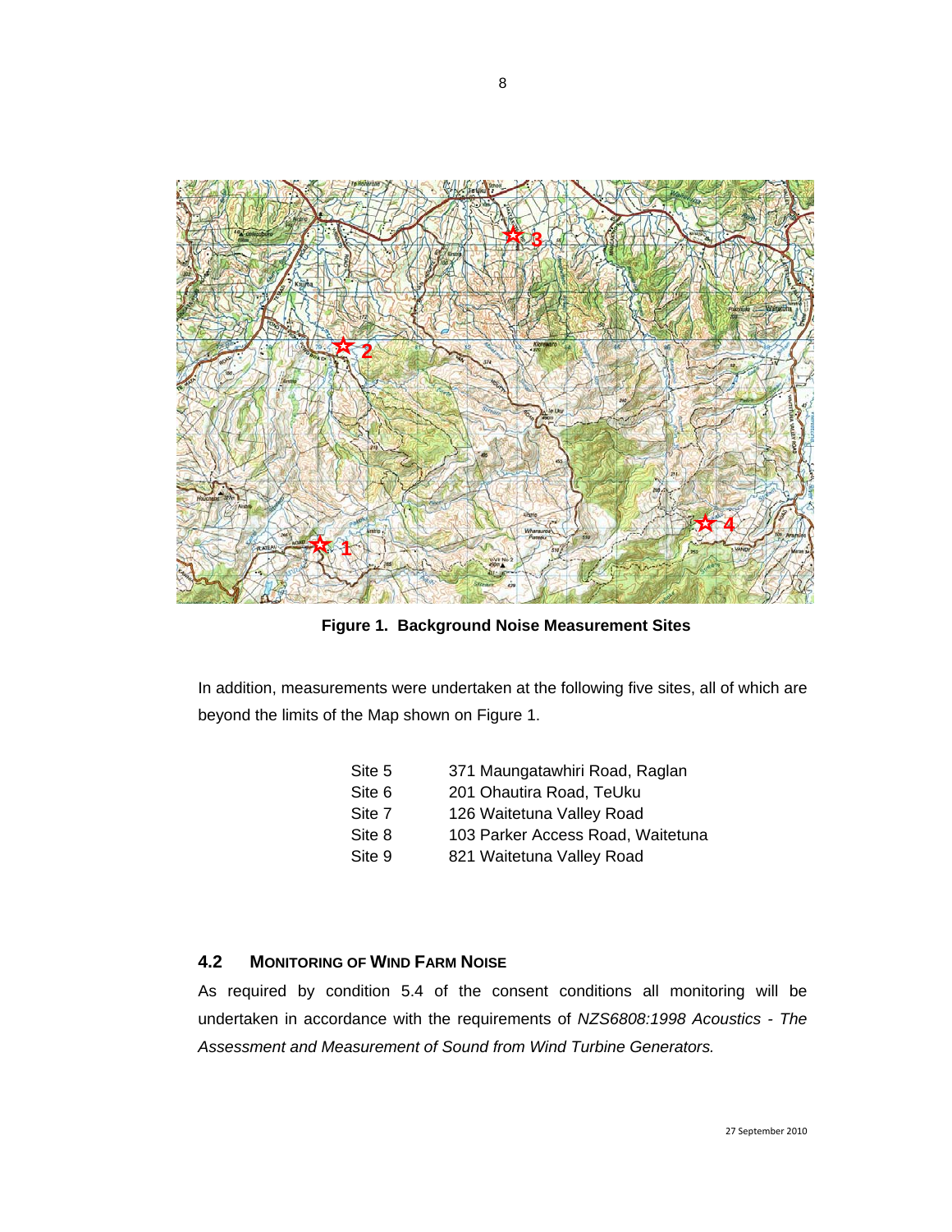**Figure 1. Background Noise Measurement Sites**

In addition, measurements were undertaken at the following five sites, all of which are beyond the limits of the Map shown on Figure 1.

| | |
|---|---|
| Site 5 | 371 Maungatawhiri Road, Raglan |
| Site 6 | 201 Ohautira Road, TeUku |
| Site 7 | 126 Waitetuna Valley Road |
| Site 8 | 103 Parker Access Road, Waitetuna |
| Site 9 | 821 Waitetuna Valley Road |

### 4.2 MONITORING OF WIND FARM NOISE

As required by condition 5.4 of the consent conditions all monitoring will be undertaken in accordance with the requirements of *NZS6808:1998 Acoustics - The Assessment and Measurement of Sound from Wind Turbine Generators.*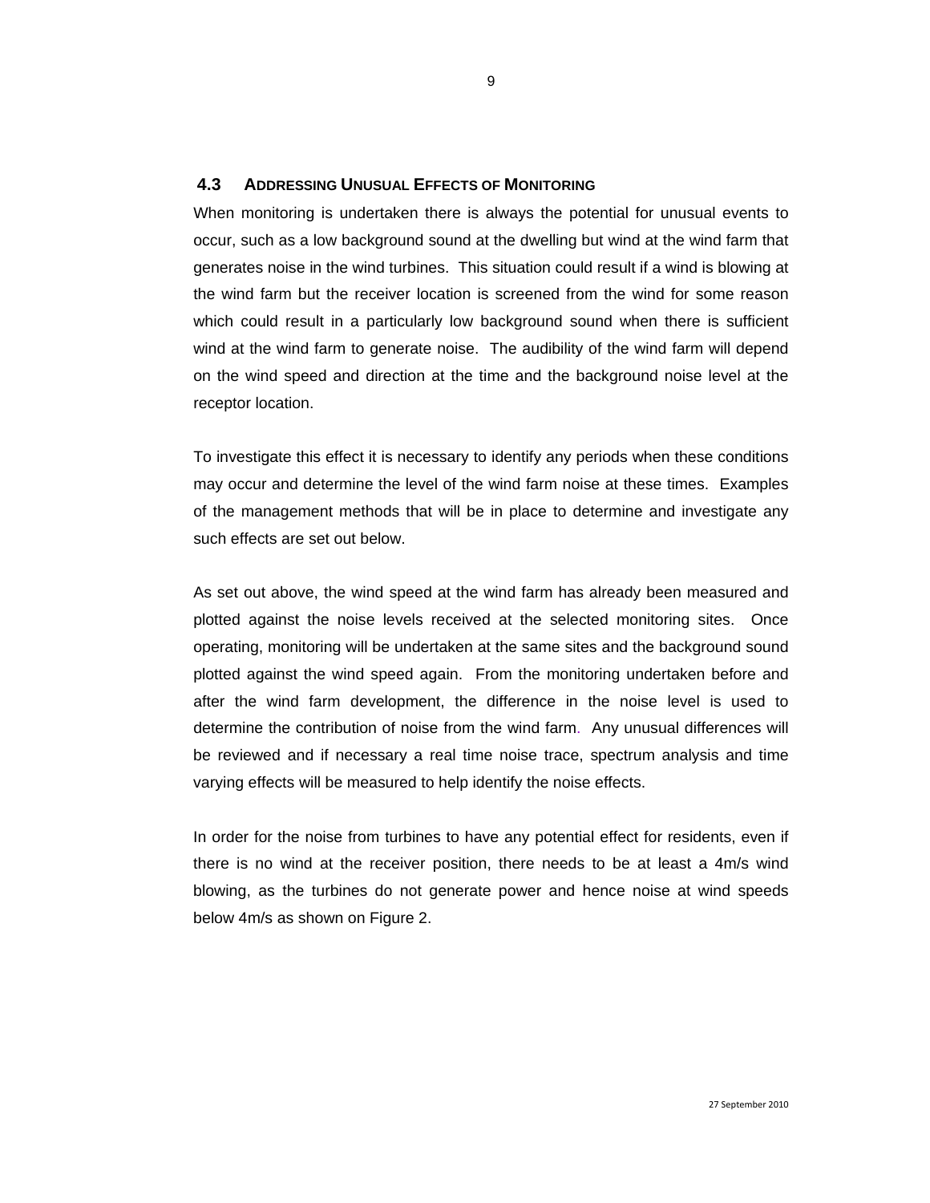### 4.3 Addressing Unusual Effects of Monitoring

When monitoring is undertaken there is always the potential for unusual events to occur, such as a low background sound at the dwelling but wind at the wind farm that generates noise in the wind turbines. This situation could result if a wind is blowing at the wind farm but the receiver location is screened from the wind for some reason which could result in a particularly low background sound when there is sufficient wind at the wind farm to generate noise. The audibility of the wind farm will depend on the wind speed and direction at the time and the background noise level at the receptor location.

To investigate this effect it is necessary to identify any periods when these conditions may occur and determine the level of the wind farm noise at these times. Examples of the management methods that will be in place to determine and investigate any such effects are set out below.

As set out above, the wind speed at the wind farm has already been measured and plotted against the noise levels received at the selected monitoring sites. Once operating, monitoring will be undertaken at the same sites and the background sound plotted against the wind speed again. From the monitoring undertaken before and after the wind farm development, the difference in the noise level is used to determine the contribution of noise from the wind farm. Any unusual differences will be reviewed and if necessary a real time noise trace, spectrum analysis and time varying effects will be measured to help identify the noise effects.

In order for the noise from turbines to have any potential effect for residents, even if there is no wind at the receiver position, there needs to be at least a 4m/s wind blowing, as the turbines do not generate power and hence noise at wind speeds below 4m/s as shown on Figure 2.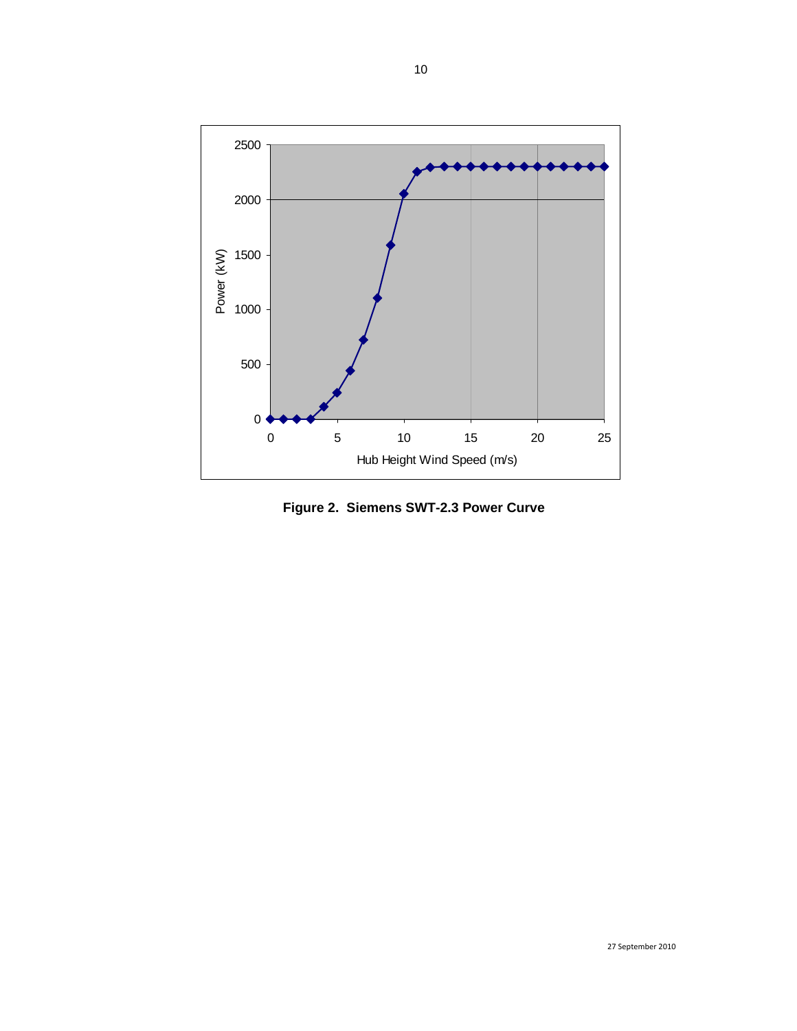**Figure 2. Siemens SWT-2.3 Power Curve**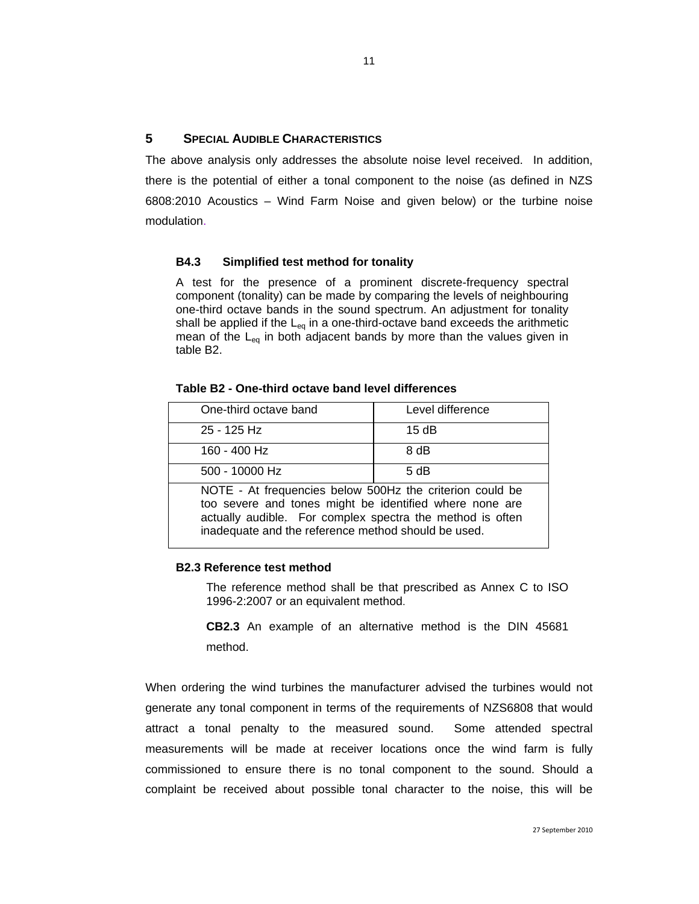## 5 SPECIAL AUDIBLE CHARACTERISTICS

The above analysis only addresses the absolute noise level received. In addition, there is the potential of either a tonal component to the noise (as defined in NZS 6808:2010 Acoustics – Wind Farm Noise and given below) or the turbine noise modulation.

### B4.3 Simplified test method for tonality

A test for the presence of a prominent discrete-frequency spectral component (tonality) can be made by comparing the levels of neighbouring one-third octave bands in the sound spectrum. An adjustment for tonality shall be applied if the $L_{eq}$ in a one-third-octave band exceeds the arithmetic mean of the $L_{eq}$ in both adjacent bands by more than the values given in table B2.

**Table B2 - One-third octave band level differences**

| One-third octave band | Level difference |
|---|---|
| 25 - 125 Hz | 15 dB |
| 160 - 400 Hz | 8 dB |
| 500 - 10000 Hz | 5 dB |
| NOTE - At frequencies below 500Hz the criterion could be too severe and tones might be identified where none are actually audible. For complex spectra the method is often inadequate and the reference method should be used. | |

**B2.3 Reference test method**

The reference method shall be that prescribed as Annex C to ISO 1996-2:2007 or an equivalent method.

**CB2.3** An example of an alternative method is the DIN 45681 method.

When ordering the wind turbines the manufacturer advised the turbines would not generate any tonal component in terms of the requirements of NZS6808 that would attract a tonal penalty to the measured sound. Some attended spectral measurements will be made at receiver locations once the wind farm is fully commissioned to ensure there is no tonal component to the sound. Should a complaint be received about possible tonal character to the noise, this will be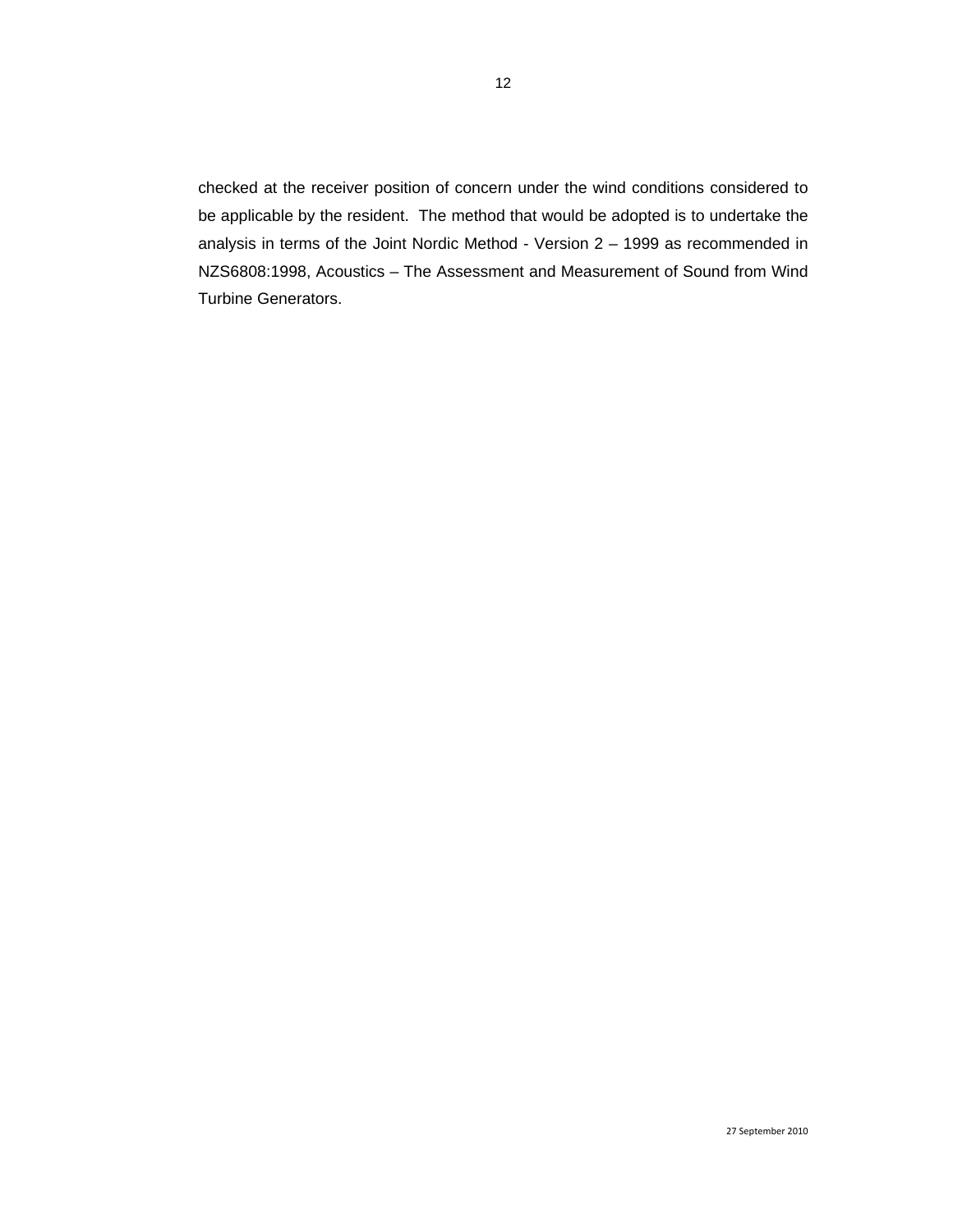checked at the receiver position of concern under the wind conditions considered to be applicable by the resident. The method that would be adopted is to undertake the analysis in terms of the Joint Nordic Method - Version 2 – 1999 as recommended in NZS6808:1998, Acoustics – The Assessment and Measurement of Sound from Wind Turbine Generators.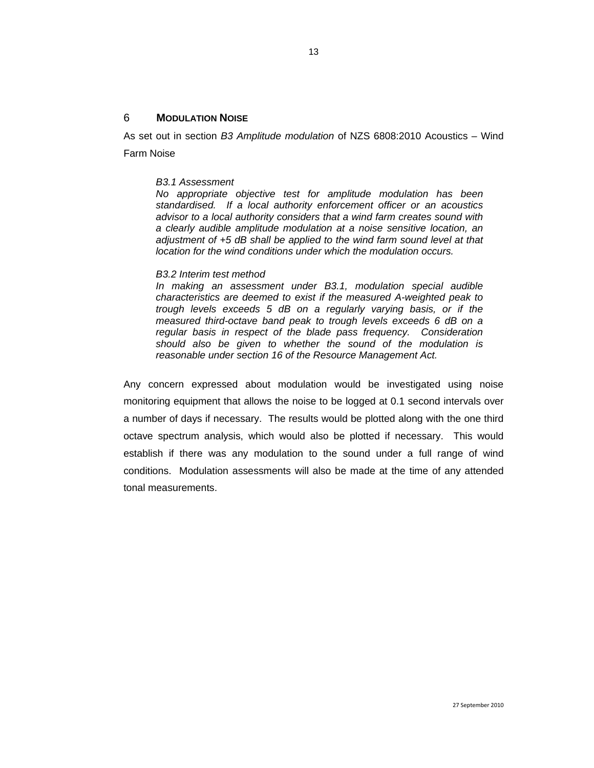## 6 MODULATION NOISE

As set out in section *B3 Amplitude modulation* of NZS 6808:2010 Acoustics – Wind Farm Noise

> *B3.1 Assessment*
> *No appropriate objective test for amplitude modulation has been standardised. If a local authority enforcement officer or an acoustics advisor to a local authority considers that a wind farm creates sound with a clearly audible amplitude modulation at a noise sensitive location, an adjustment of +5 dB shall be applied to the wind farm sound level at that location for the wind conditions under which the modulation occurs.*
>
> *B3.2 Interim test method*
> *In making an assessment under B3.1, modulation special audible characteristics are deemed to exist if the measured A-weighted peak to trough levels exceeds 5 dB on a regularly varying basis, or if the measured third-octave band peak to trough levels exceeds 6 dB on a regular basis in respect of the blade pass frequency. Consideration should also be given to whether the sound of the modulation is reasonable under section 16 of the Resource Management Act.*

Any concern expressed about modulation would be investigated using noise monitoring equipment that allows the noise to be logged at 0.1 second intervals over a number of days if necessary. The results would be plotted along with the one third octave spectrum analysis, which would also be plotted if necessary. This would establish if there was any modulation to the sound under a full range of wind conditions. Modulation assessments will also be made at the time of any attended tonal measurements.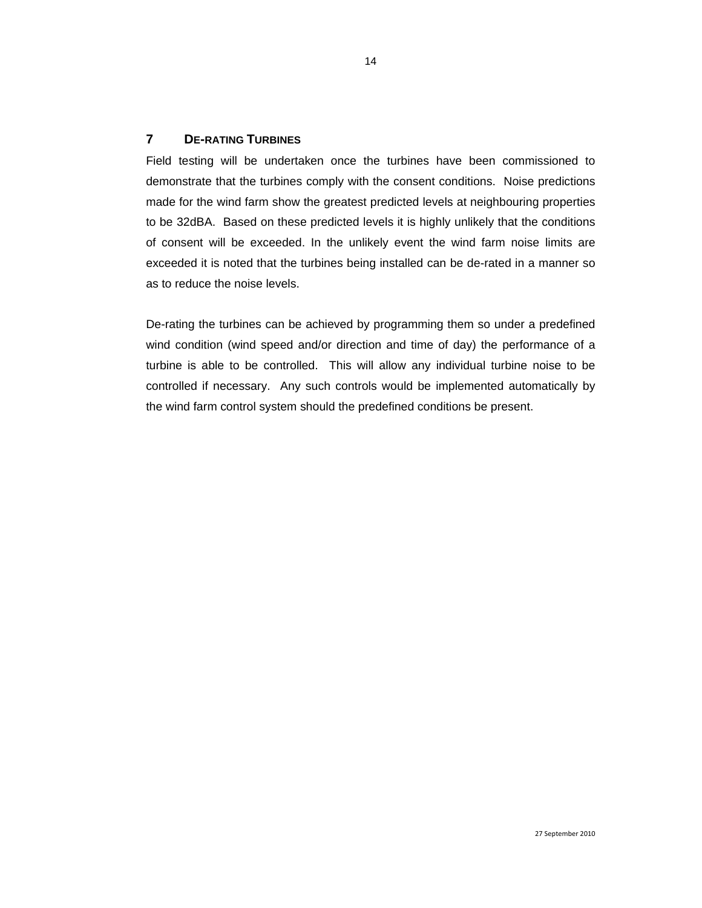## 7 De-rating Turbines

Field testing will be undertaken once the turbines have been commissioned to demonstrate that the turbines comply with the consent conditions. Noise predictions made for the wind farm show the greatest predicted levels at neighbouring properties to be 32dBA. Based on these predicted levels it is highly unlikely that the conditions of consent will be exceeded. In the unlikely event the wind farm noise limits are exceeded it is noted that the turbines being installed can be de-rated in a manner so as to reduce the noise levels.

De-rating the turbines can be achieved by programming them so under a predefined wind condition (wind speed and/or direction and time of day) the performance of a turbine is able to be controlled. This will allow any individual turbine noise to be controlled if necessary. Any such controls would be implemented automatically by the wind farm control system should the predefined conditions be present.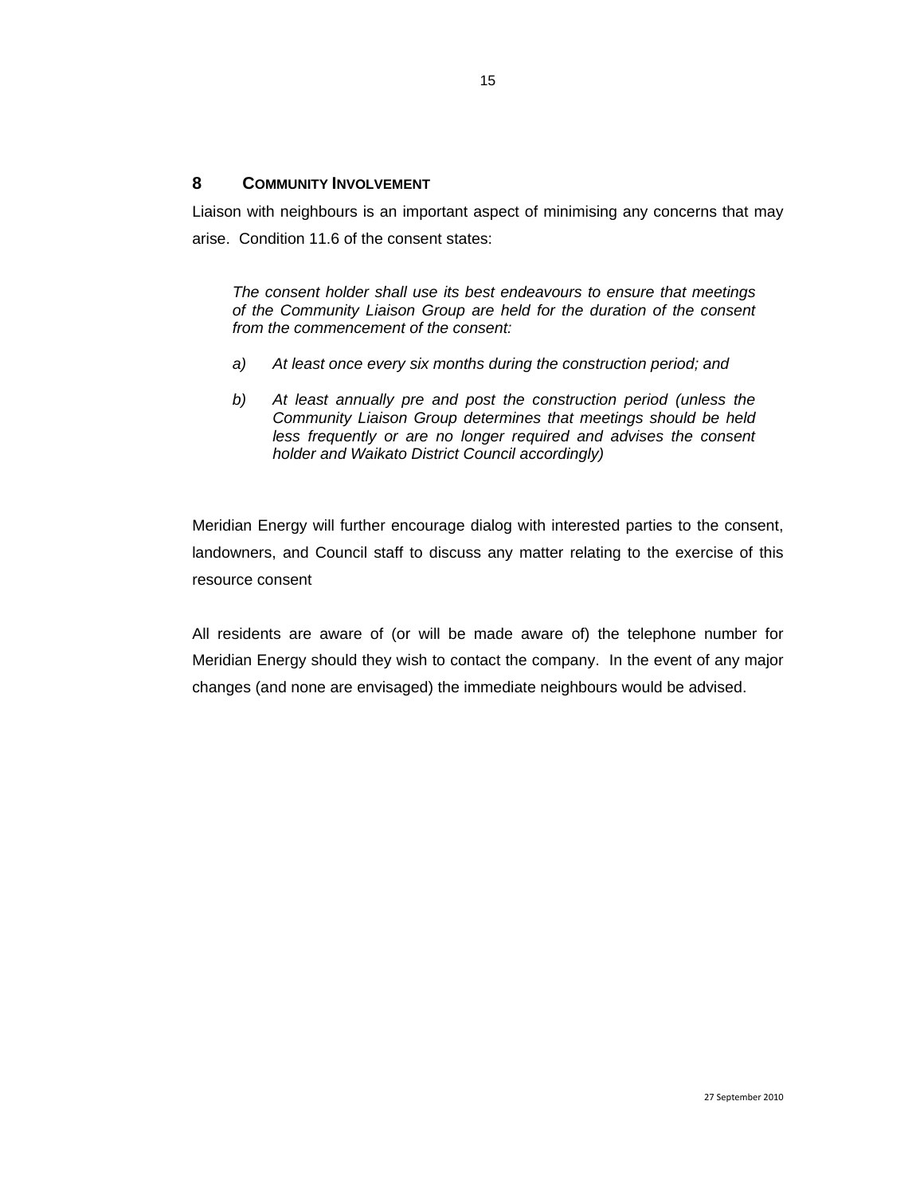## 8 COMMUNITY INVOLVEMENT

Liaison with neighbours is an important aspect of minimising any concerns that may arise. Condition 11.6 of the consent states:

> *The consent holder shall use its best endeavours to ensure that meetings of the Community Liaison Group are held for the duration of the consent from the commencement of the consent:*
>
> *a) At least once every six months during the construction period; and*
>
> *b) At least annually pre and post the construction period (unless the Community Liaison Group determines that meetings should be held less frequently or are no longer required and advises the consent holder and Waikato District Council accordingly)*

Meridian Energy will further encourage dialog with interested parties to the consent, landowners, and Council staff to discuss any matter relating to the exercise of this resource consent

All residents are aware of (or will be made aware of) the telephone number for Meridian Energy should they wish to contact the company. In the event of any major changes (and none are envisaged) the immediate neighbours would be advised.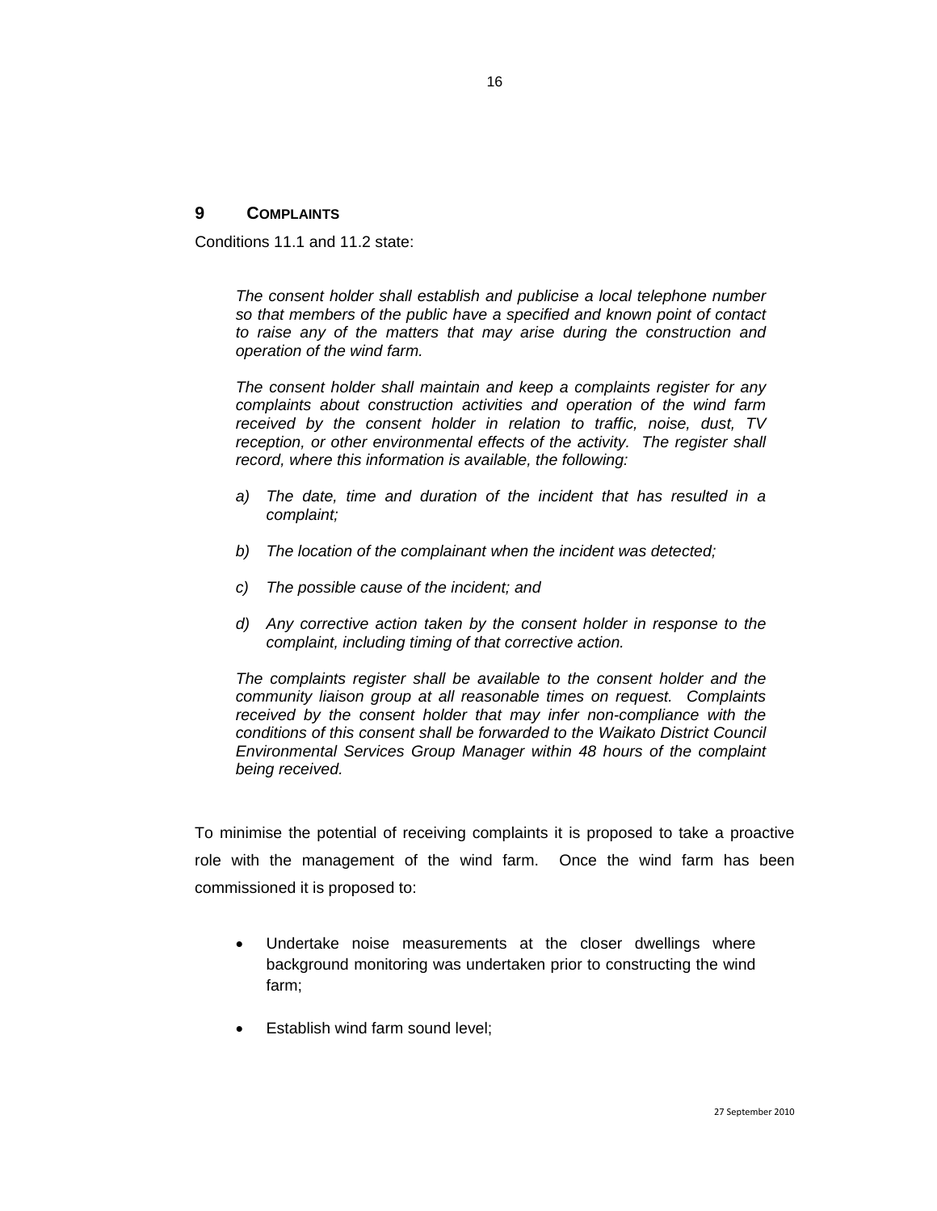## 9 COMPLAINTS

Conditions 11.1 and 11.2 state:

> *The consent holder shall establish and publicise a local telephone number so that members of the public have a specified and known point of contact to raise any of the matters that may arise during the construction and operation of the wind farm.*
>
> *The consent holder shall maintain and keep a complaints register for any complaints about construction activities and operation of the wind farm received by the consent holder in relation to traffic, noise, dust, TV reception, or other environmental effects of the activity. The register shall record, where this information is available, the following:*
>
> *a) The date, time and duration of the incident that has resulted in a complaint;*
>
> *b) The location of the complainant when the incident was detected;*
>
> *c) The possible cause of the incident; and*
>
> *d) Any corrective action taken by the consent holder in response to the complaint, including timing of that corrective action.*
>
> *The complaints register shall be available to the consent holder and the community liaison group at all reasonable times on request. Complaints received by the consent holder that may infer non-compliance with the conditions of this consent shall be forwarded to the Waikato District Council Environmental Services Group Manager within 48 hours of the complaint being received.*

To minimise the potential of receiving complaints it is proposed to take a proactive role with the management of the wind farm. Once the wind farm has been commissioned it is proposed to:

- Undertake noise measurements at the closer dwellings where background monitoring was undertaken prior to constructing the wind farm;
- Establish wind farm sound level;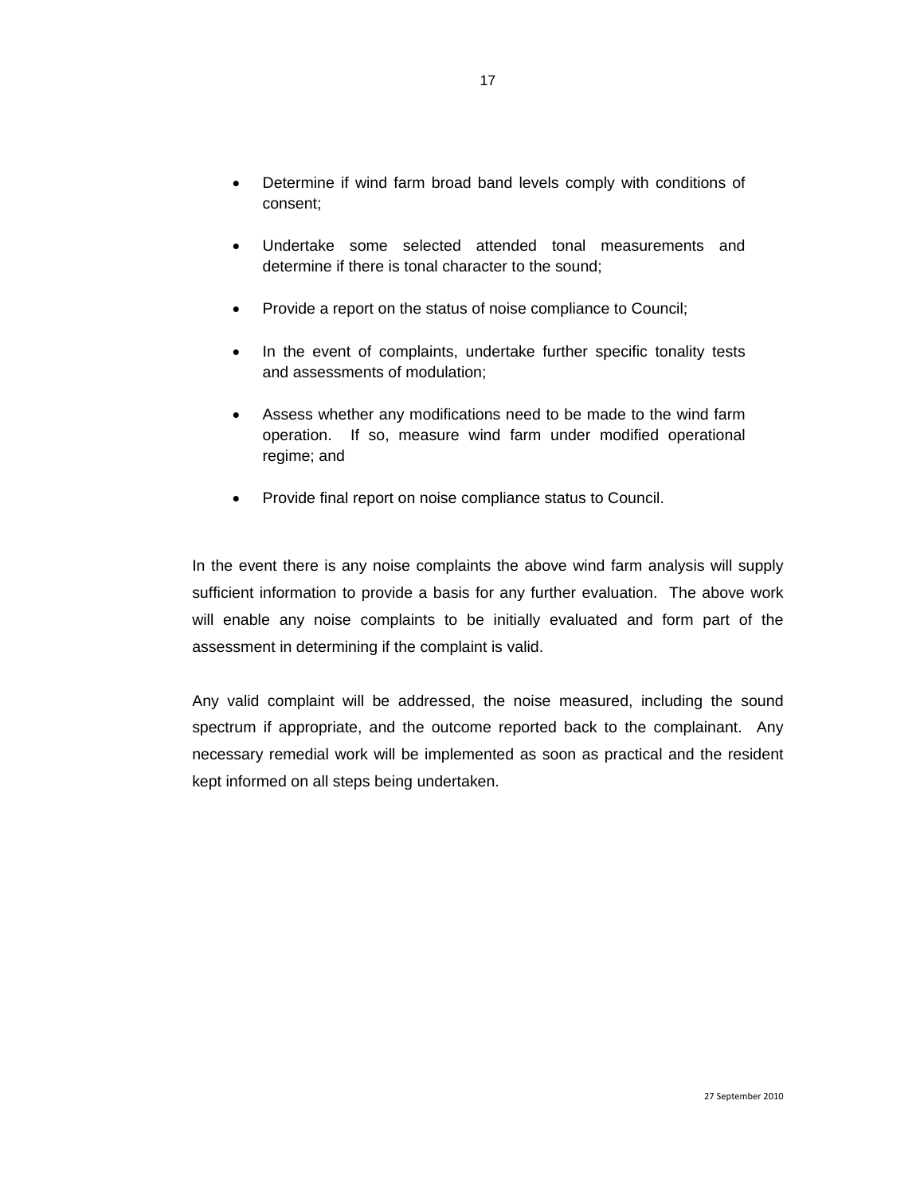- Determine if wind farm broad band levels comply with conditions of consent;
- Undertake some selected attended tonal measurements and determine if there is tonal character to the sound;
- Provide a report on the status of noise compliance to Council;
- In the event of complaints, undertake further specific tonality tests and assessments of modulation;
- Assess whether any modifications need to be made to the wind farm operation. If so, measure wind farm under modified operational regime; and
- Provide final report on noise compliance status to Council.

In the event there is any noise complaints the above wind farm analysis will supply sufficient information to provide a basis for any further evaluation. The above work will enable any noise complaints to be initially evaluated and form part of the assessment in determining if the complaint is valid.

Any valid complaint will be addressed, the noise measured, including the sound spectrum if appropriate, and the outcome reported back to the complainant. Any necessary remedial work will be implemented as soon as practical and the resident kept informed on all steps being undertaken.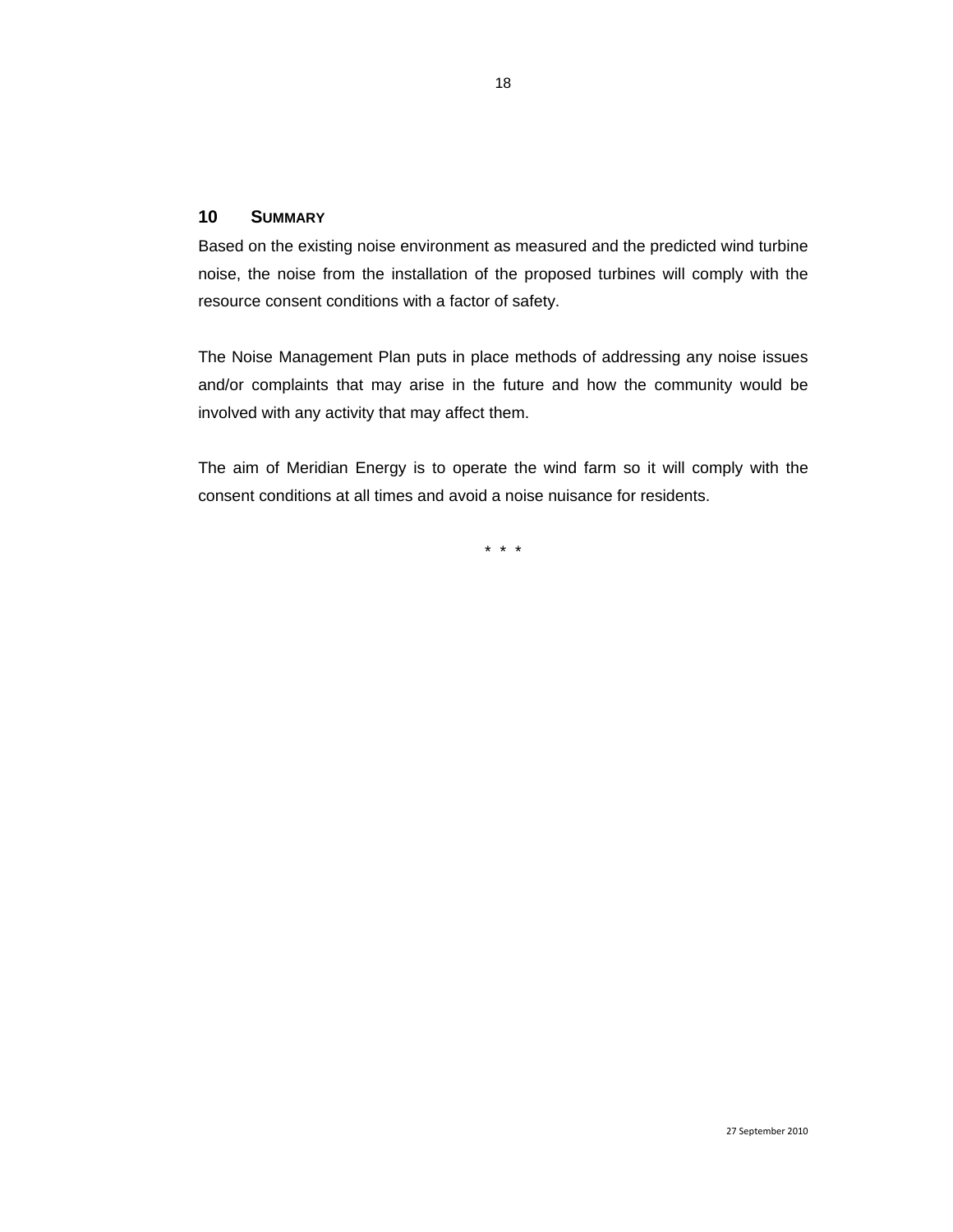## 10 SUMMARY

Based on the existing noise environment as measured and the predicted wind turbine noise, the noise from the installation of the proposed turbines will comply with the resource consent conditions with a factor of safety.

The Noise Management Plan puts in place methods of addressing any noise issues and/or complaints that may arise in the future and how the community would be involved with any activity that may affect them.

The aim of Meridian Energy is to operate the wind farm so it will comply with the consent conditions at all times and avoid a noise nuisance for residents.

\* \* \*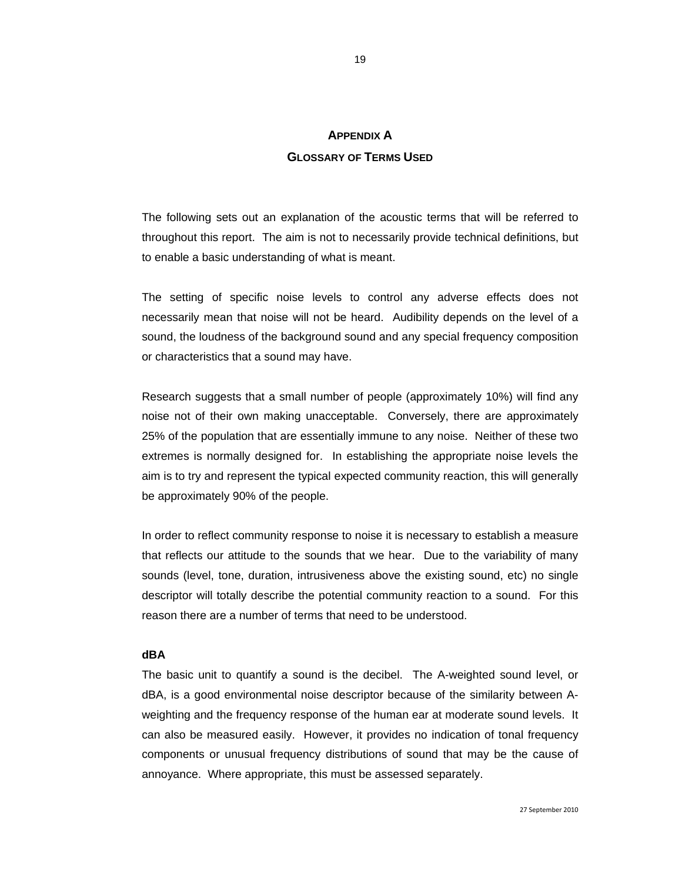# APPENDIX A

## GLOSSARY OF TERMS USED

The following sets out an explanation of the acoustic terms that will be referred to throughout this report. The aim is not to necessarily provide technical definitions, but to enable a basic understanding of what is meant.

The setting of specific noise levels to control any adverse effects does not necessarily mean that noise will not be heard. Audibility depends on the level of a sound, the loudness of the background sound and any special frequency composition or characteristics that a sound may have.

Research suggests that a small number of people (approximately 10%) will find any noise not of their own making unacceptable. Conversely, there are approximately 25% of the population that are essentially immune to any noise. Neither of these two extremes is normally designed for. In establishing the appropriate noise levels the aim is to try and represent the typical expected community reaction, this will generally be approximately 90% of the people.

In order to reflect community response to noise it is necessary to establish a measure that reflects our attitude to the sounds that we hear. Due to the variability of many sounds (level, tone, duration, intrusiveness above the existing sound, etc) no single descriptor will totally describe the potential community reaction to a sound. For this reason there are a number of terms that need to be understood.

**dBA**

The basic unit to quantify a sound is the decibel. The A-weighted sound level, or dBA, is a good environmental noise descriptor because of the similarity between A-weighting and the frequency response of the human ear at moderate sound levels. It can also be measured easily. However, it provides no indication of tonal frequency components or unusual frequency distributions of sound that may be the cause of annoyance. Where appropriate, this must be assessed separately.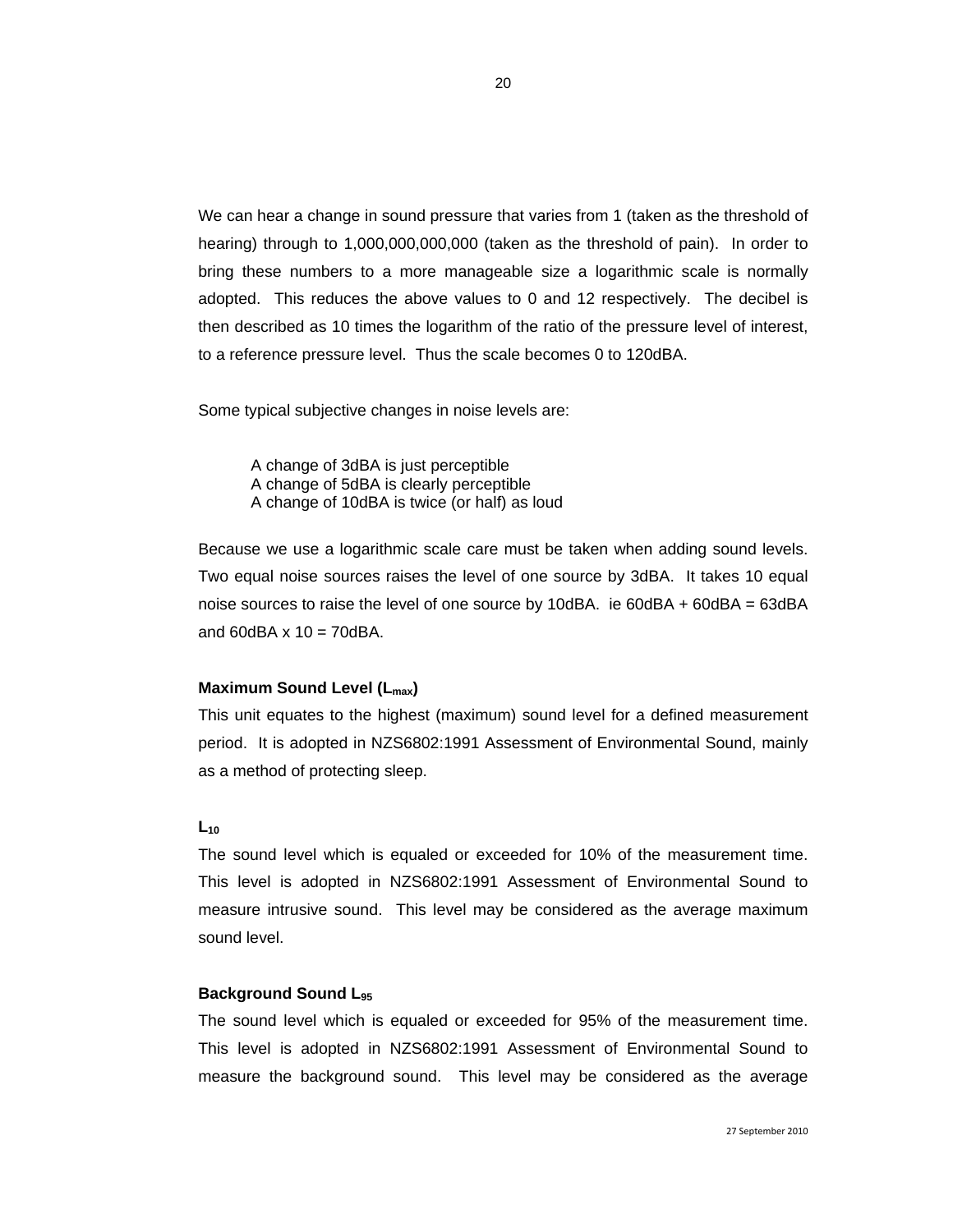We can hear a change in sound pressure that varies from 1 (taken as the threshold of hearing) through to 1,000,000,000,000 (taken as the threshold of pain). In order to bring these numbers to a more manageable size a logarithmic scale is normally adopted. This reduces the above values to 0 and 12 respectively. The decibel is then described as 10 times the logarithm of the ratio of the pressure level of interest, to a reference pressure level. Thus the scale becomes 0 to 120dBA.

Some typical subjective changes in noise levels are:

> A change of 3dBA is just perceptible
> A change of 5dBA is clearly perceptible
> A change of 10dBA is twice (or half) as loud

Because we use a logarithmic scale care must be taken when adding sound levels. Two equal noise sources raises the level of one source by 3dBA. It takes 10 equal noise sources to raise the level of one source by 10dBA. ie 60dBA + 60dBA = 63dBA and 60dBA x 10 = 70dBA.

**Maximum Sound Level ($L_{max}$)**

This unit equates to the highest (maximum) sound level for a defined measurement period. It is adopted in NZS6802:1991 Assessment of Environmental Sound, mainly as a method of protecting sleep.

**$L_{10}$**

The sound level which is equaled or exceeded for 10% of the measurement time. This level is adopted in NZS6802:1991 Assessment of Environmental Sound to measure intrusive sound. This level may be considered as the average maximum sound level.

**Background Sound $L_{95}$**

The sound level which is equaled or exceeded for 95% of the measurement time. This level is adopted in NZS6802:1991 Assessment of Environmental Sound to measure the background sound. This level may be considered as the average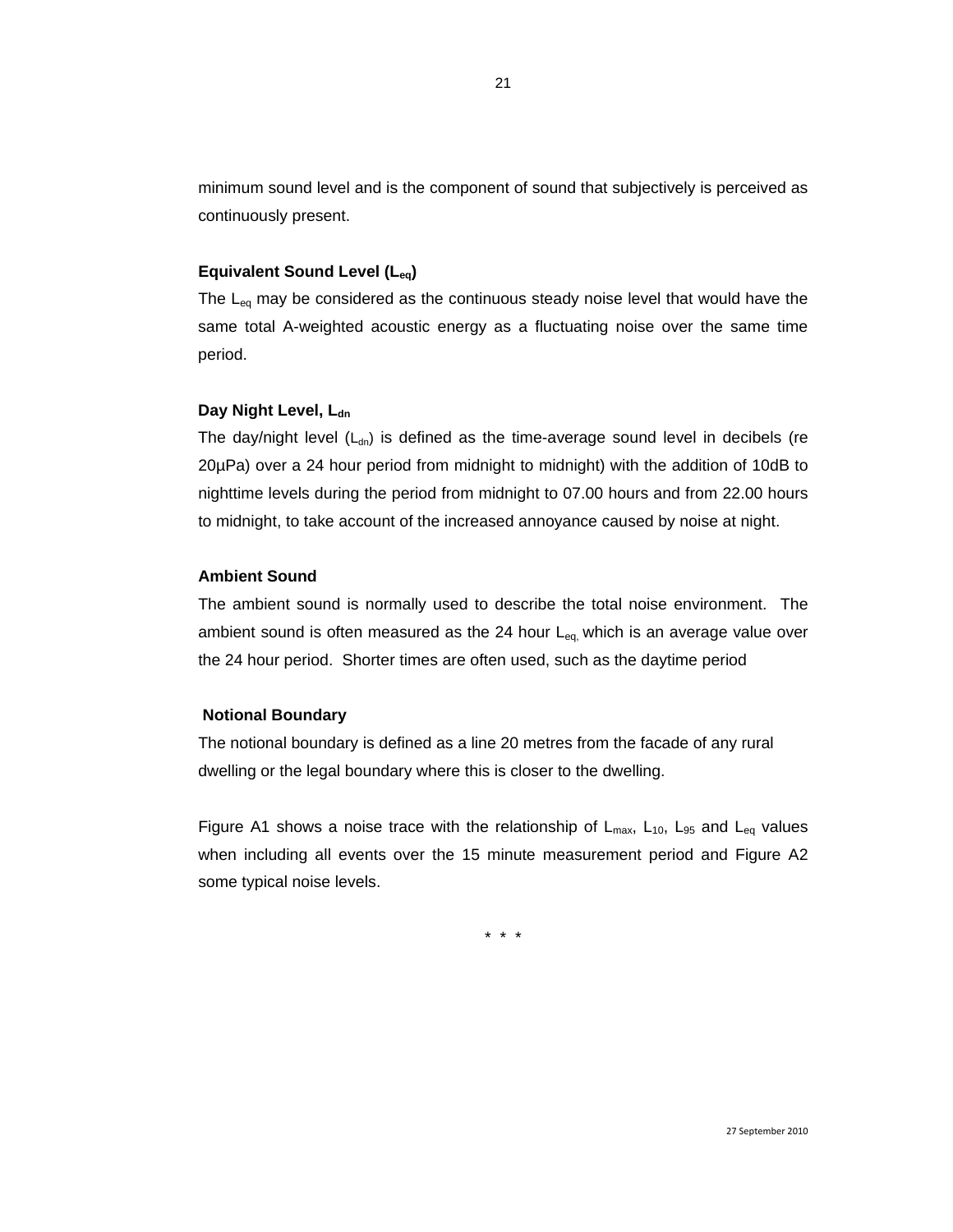minimum sound level and is the component of sound that subjectively is perceived as continuously present.

**Equivalent Sound Level ($L_{eq}$)**

The $L_{eq}$ may be considered as the continuous steady noise level that would have the same total A-weighted acoustic energy as a fluctuating noise over the same time period.

**Day Night Level, $L_{dn}$**

The day/night level ($L_{dn}$) is defined as the time-average sound level in decibels (re 20µPa) over a 24 hour period from midnight to midnight) with the addition of 10dB to nighttime levels during the period from midnight to 07.00 hours and from 22.00 hours to midnight, to take account of the increased annoyance caused by noise at night.

**Ambient Sound**

The ambient sound is normally used to describe the total noise environment. The ambient sound is often measured as the 24 hour $L_{eq,}$ which is an average value over the 24 hour period. Shorter times are often used, such as the daytime period

**Notional Boundary**

The notional boundary is defined as a line 20 metres from the facade of any rural dwelling or the legal boundary where this is closer to the dwelling.

Figure A1 shows a noise trace with the relationship of $L_{max}$, $L_{10}$, $L_{95}$ and $L_{eq}$ values when including all events over the 15 minute measurement period and Figure A2 some typical noise levels.

\* \* \*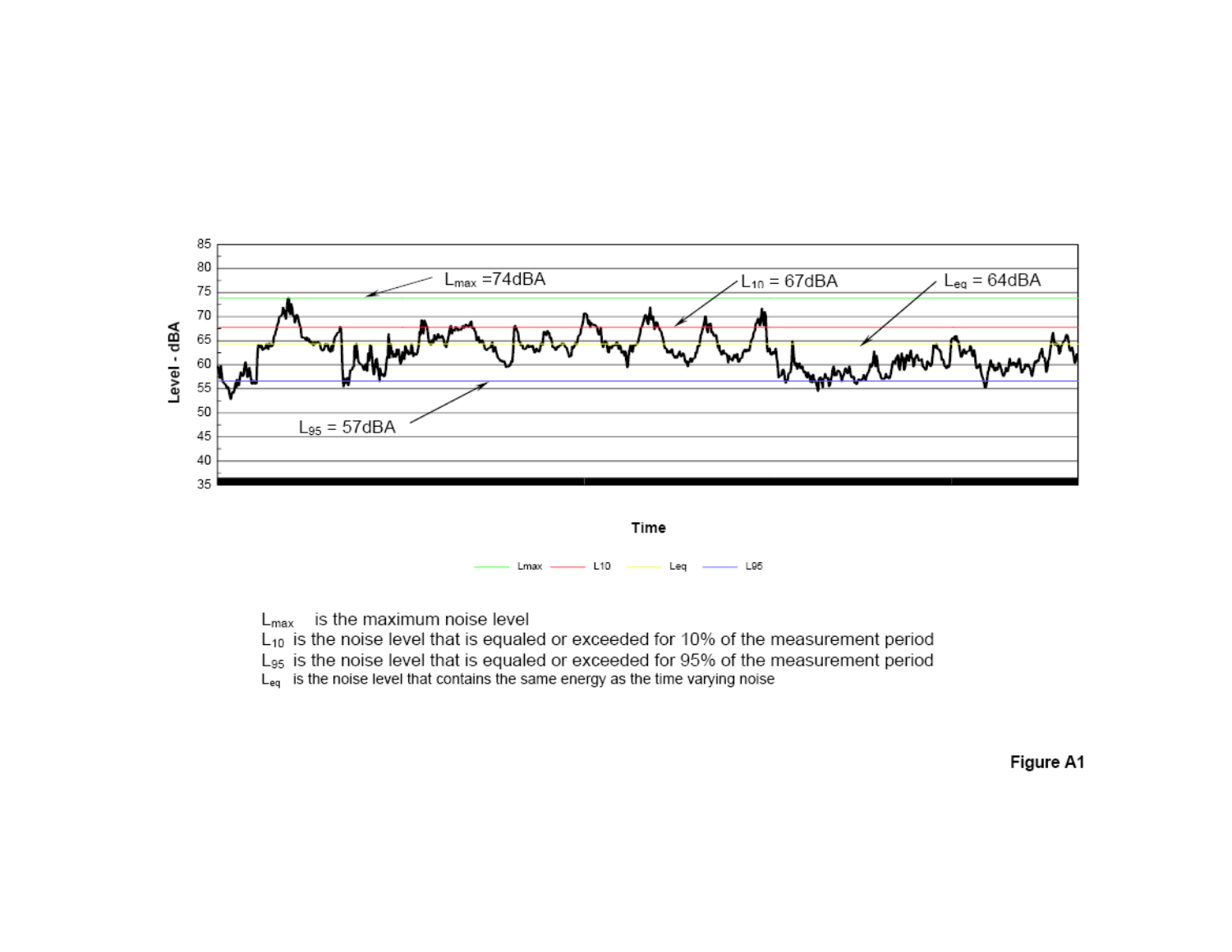$L_{max}$ =74dBA

$L_{10}$ = 67dBA

$L_{eq}$ = 64dBA

$L_{95}$ = 57dBA

Level - dBA

85
80
75
70
65
60
55
50
45
40
35

Time

Lmax L10 Leq L95

$L_{max}$ is the maximum noise level

$L_{10}$ is the noise level that is equaled or exceeded for 10% of the measurement period

$L_{95}$ is the noise level that is equaled or exceeded for 95% of the measurement period

$L_{eq}$ is the noise level that contains the same energy as the time varying noise

**Figure A1**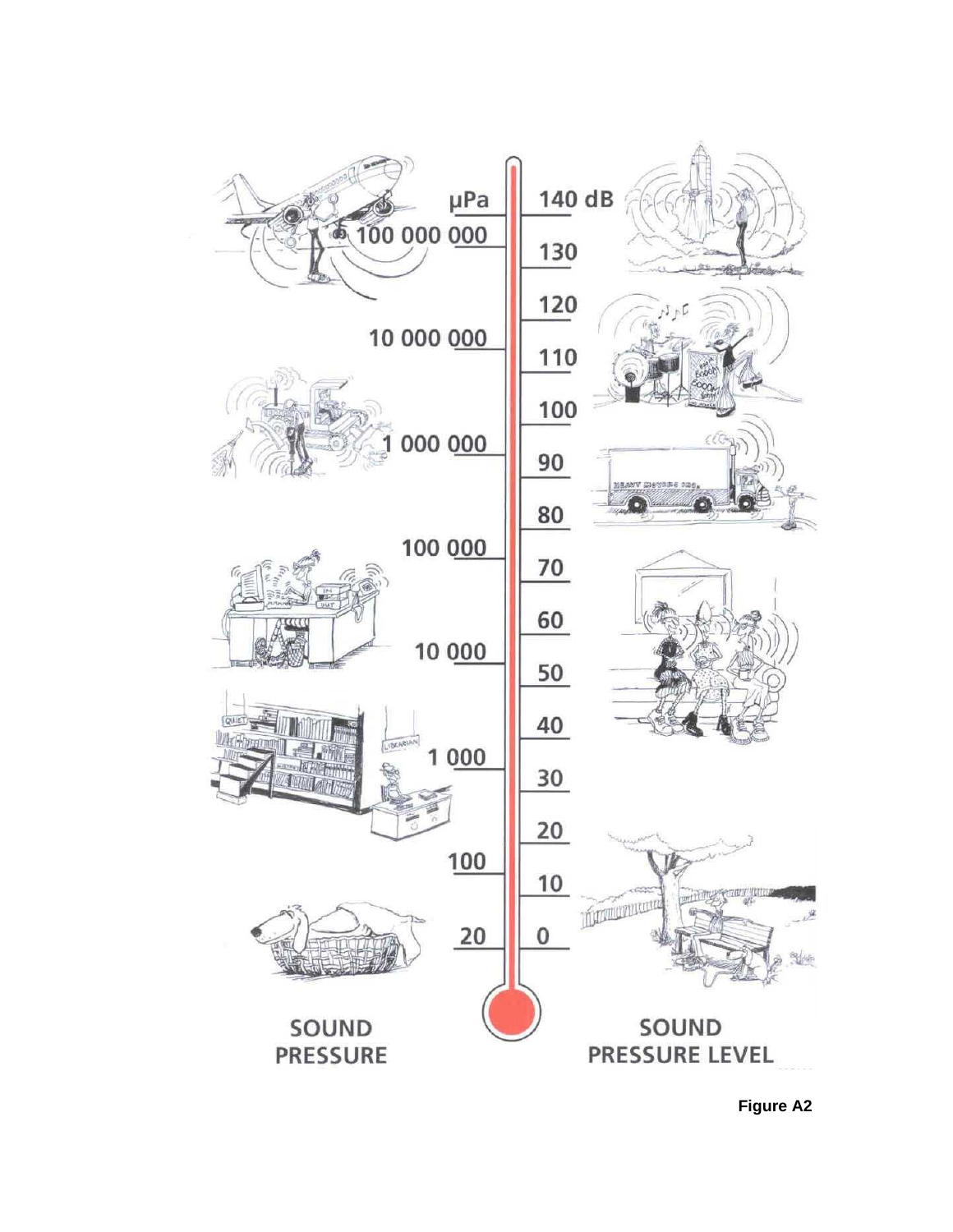μPa

100 000 000

10 000 000

1 000 000

100 000

10 000

1 000

100

20

140 dB

130

120

110

100

90

80

70

60

50

40

30

20

10

0

SOUND PRESSURE

SOUND PRESSURE LEVEL

**Figure A2**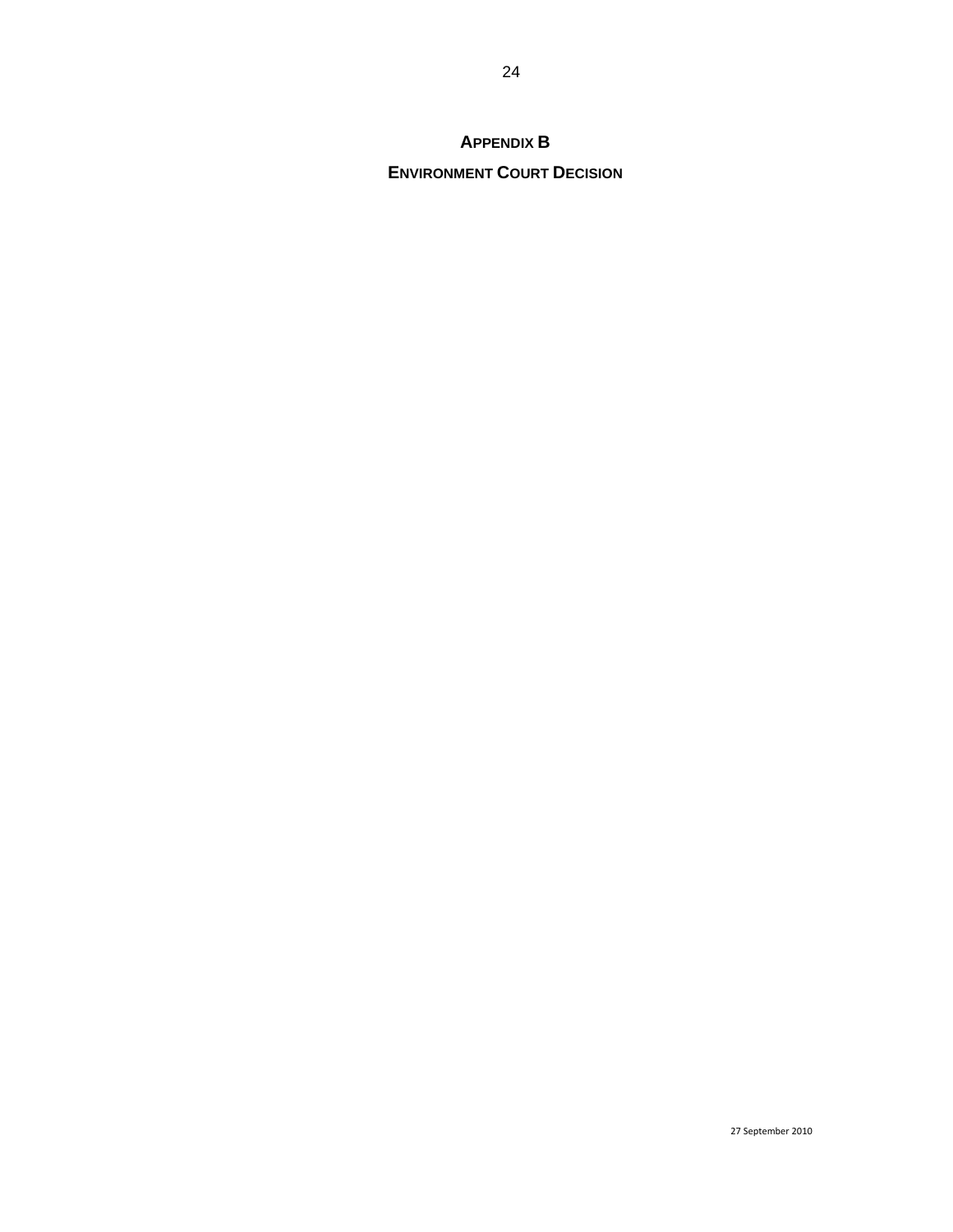# Appendix B

## Environment Court Decision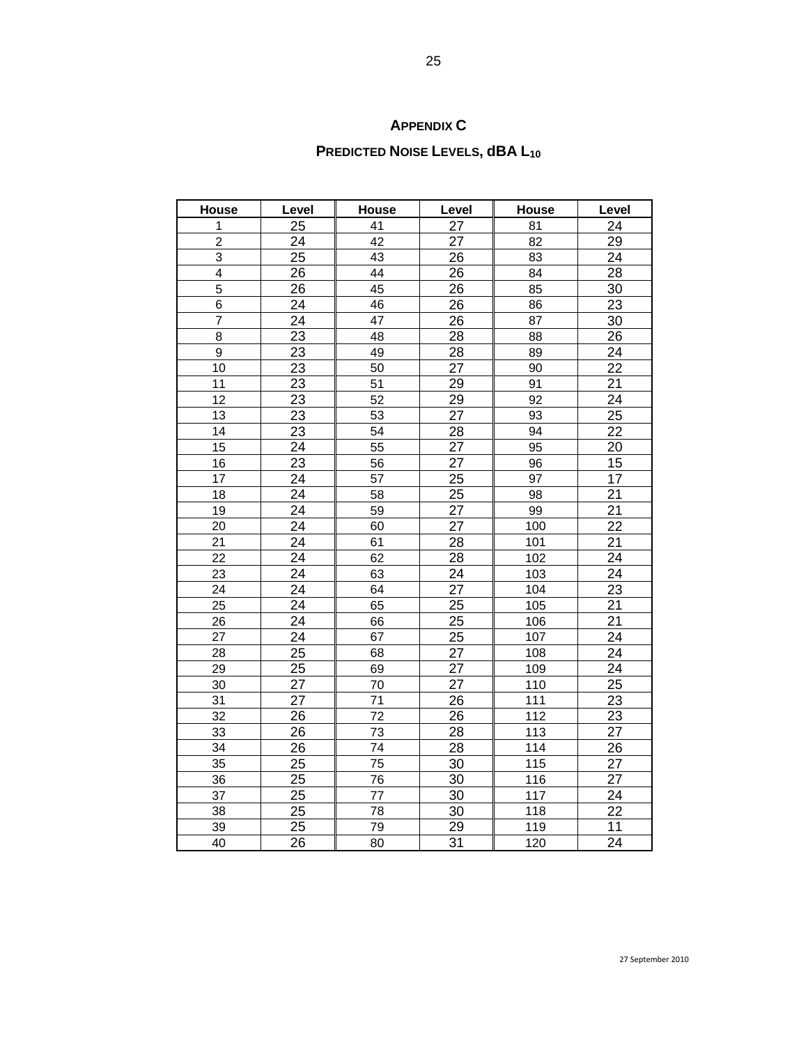**APPENDIX C**

**PREDICTED NOISE LEVELS, dBA $L_{10}$**

| House | Level | House | Level | House | Level |
|---|---|---|---|---|---|
| 1 | 25 | 41 | 27 | 81 | 24 |
| 2 | 24 | 42 | 27 | 82 | 29 |
| 3 | 25 | 43 | 26 | 83 | 24 |
| 4 | 26 | 44 | 26 | 84 | 28 |
| 5 | 26 | 45 | 26 | 85 | 30 |
| 6 | 24 | 46 | 26 | 86 | 23 |
| 7 | 24 | 47 | 26 | 87 | 30 |
| 8 | 23 | 48 | 28 | 88 | 26 |
| 9 | 23 | 49 | 28 | 89 | 24 |
| 10 | 23 | 50 | 27 | 90 | 22 |
| 11 | 23 | 51 | 29 | 91 | 21 |
| 12 | 23 | 52 | 29 | 92 | 24 |
| 13 | 23 | 53 | 27 | 93 | 25 |
| 14 | 23 | 54 | 28 | 94 | 22 |
| 15 | 24 | 55 | 27 | 95 | 20 |
| 16 | 23 | 56 | 27 | 96 | 15 |
| 17 | 24 | 57 | 25 | 97 | 17 |
| 18 | 24 | 58 | 25 | 98 | 21 |
| 19 | 24 | 59 | 27 | 99 | 21 |
| 20 | 24 | 60 | 27 | 100 | 22 |
| 21 | 24 | 61 | 28 | 101 | 21 |
| 22 | 24 | 62 | 28 | 102 | 24 |
| 23 | 24 | 63 | 24 | 103 | 24 |
| 24 | 24 | 64 | 27 | 104 | 23 |
| 25 | 24 | 65 | 25 | 105 | 21 |
| 26 | 24 | 66 | 25 | 106 | 21 |
| 27 | 24 | 67 | 25 | 107 | 24 |
| 28 | 25 | 68 | 27 | 108 | 24 |
| 29 | 25 | 69 | 27 | 109 | 24 |
| 30 | 27 | 70 | 27 | 110 | 25 |
| 31 | 27 | 71 | 26 | 111 | 23 |
| 32 | 26 | 72 | 26 | 112 | 23 |
| 33 | 26 | 73 | 28 | 113 | 27 |
| 34 | 26 | 74 | 28 | 114 | 26 |
| 35 | 25 | 75 | 30 | 115 | 27 |
| 36 | 25 | 76 | 30 | 116 | 27 |
| 37 | 25 | 77 | 30 | 117 | 24 |
| 38 | 25 | 78 | 30 | 118 | 22 |
| 39 | 25 | 79 | 29 | 119 | 11 |
| 40 | 26 | 80 | 31 | 120 | 24 |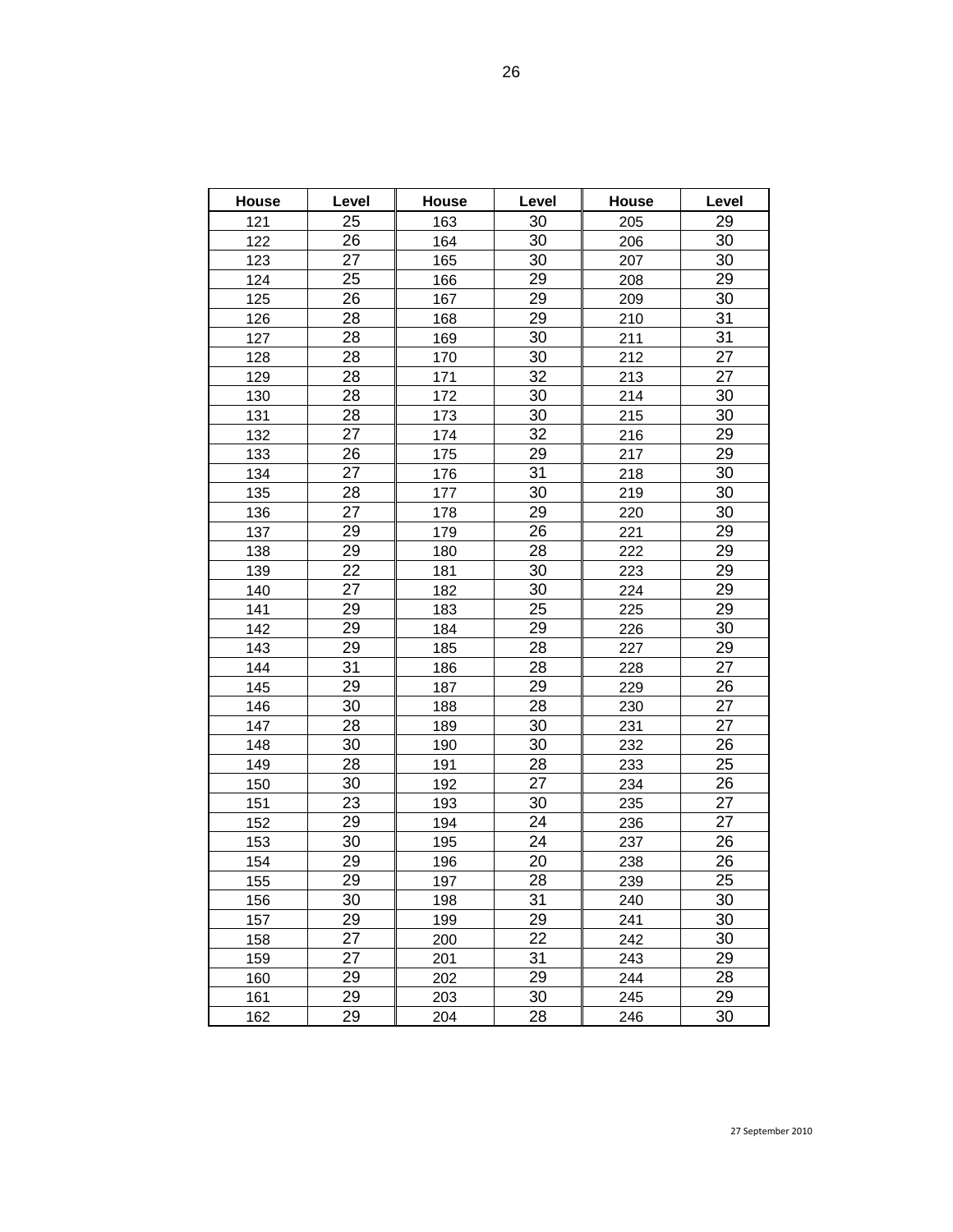| House | Level | House | Level | House | Level |
|---|---|---|---|---|---|
| 121 | 25 | 163 | 30 | 205 | 29 |
| 122 | 26 | 164 | 30 | 206 | 30 |
| 123 | 27 | 165 | 30 | 207 | 30 |
| 124 | 25 | 166 | 29 | 208 | 29 |
| 125 | 26 | 167 | 29 | 209 | 30 |
| 126 | 28 | 168 | 29 | 210 | 31 |
| 127 | 28 | 169 | 30 | 211 | 31 |
| 128 | 28 | 170 | 30 | 212 | 27 |
| 129 | 28 | 171 | 32 | 213 | 27 |
| 130 | 28 | 172 | 30 | 214 | 30 |
| 131 | 28 | 173 | 30 | 215 | 30 |
| 132 | 27 | 174 | 32 | 216 | 29 |
| 133 | 26 | 175 | 29 | 217 | 29 |
| 134 | 27 | 176 | 31 | 218 | 30 |
| 135 | 28 | 177 | 30 | 219 | 30 |
| 136 | 27 | 178 | 29 | 220 | 30 |
| 137 | 29 | 179 | 26 | 221 | 29 |
| 138 | 29 | 180 | 28 | 222 | 29 |
| 139 | 22 | 181 | 30 | 223 | 29 |
| 140 | 27 | 182 | 30 | 224 | 29 |
| 141 | 29 | 183 | 25 | 225 | 29 |
| 142 | 29 | 184 | 29 | 226 | 30 |
| 143 | 29 | 185 | 28 | 227 | 29 |
| 144 | 31 | 186 | 28 | 228 | 27 |
| 145 | 29 | 187 | 29 | 229 | 26 |
| 146 | 30 | 188 | 28 | 230 | 27 |
| 147 | 28 | 189 | 30 | 231 | 27 |
| 148 | 30 | 190 | 30 | 232 | 26 |
| 149 | 28 | 191 | 28 | 233 | 25 |
| 150 | 30 | 192 | 27 | 234 | 26 |
| 151 | 23 | 193 | 30 | 235 | 27 |
| 152 | 29 | 194 | 24 | 236 | 27 |
| 153 | 30 | 195 | 24 | 237 | 26 |
| 154 | 29 | 196 | 20 | 238 | 26 |
| 155 | 29 | 197 | 28 | 239 | 25 |
| 156 | 30 | 198 | 31 | 240 | 30 |
| 157 | 29 | 199 | 29 | 241 | 30 |
| 158 | 27 | 200 | 22 | 242 | 30 |
| 159 | 27 | 201 | 31 | 243 | 29 |
| 160 | 29 | 202 | 29 | 244 | 28 |
| 161 | 29 | 203 | 30 | 245 | 29 |
| 162 | 29 | 204 | 28 | 246 | 30 |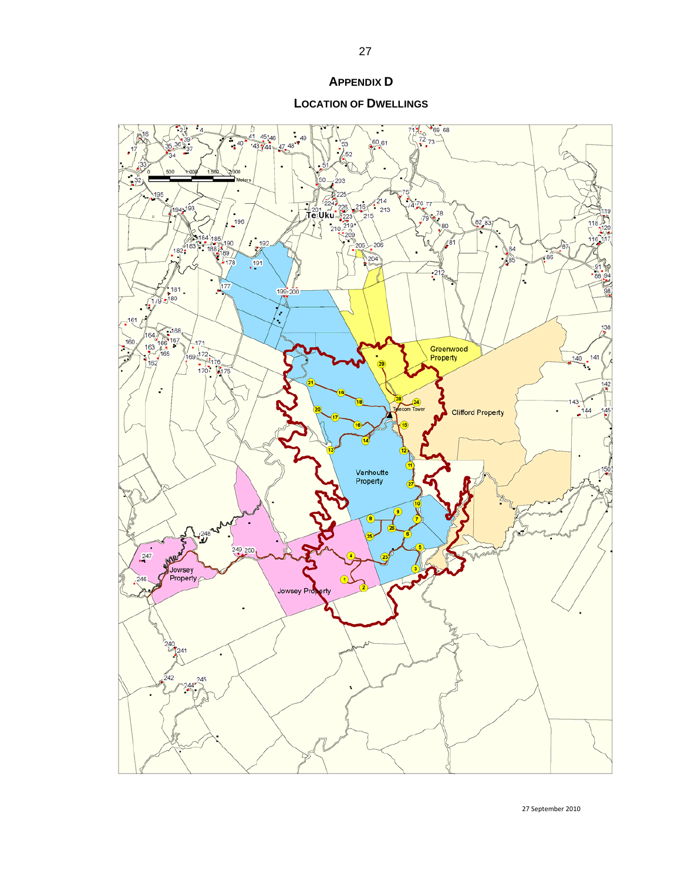## APPENDIX D

## LOCATION OF DWELLINGS

27 September 2010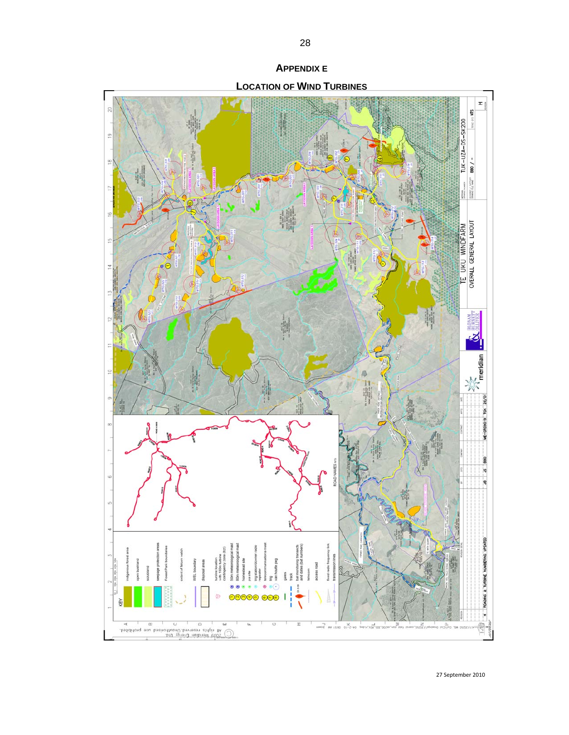## APPENDIX E

### LOCATION OF WIND TURBINES

KEY

indigenous forest area

open bushland

scrubland

seepage protection areas

Forest Park boundaries

extent of falcon watch

WEL boundary

disposal areas

turbine location with 150m turbine contingency zone (tcz)

50m meteorological mast

80m meteorological mast

homestead site

pa site

trig station/omni radio repeater

telecommunications mast

trig

van houtte peg

gates

track

bat monitoring transects and dates (bat numbers)

telecom

access road

fixed radio frequency link

transmission lines

ROAD NAMES NTS

TE UKU WINDFARM

OVERALL GENERAL LAYOUT

TUK-UZA-DS-SK200

meridian

BEDNALL BURNETT OLIVER

H ROADING & TURBINE NUMBERING UPDATED

© 2009 Meridian Energy Ltd. All rights reserved. Unauthorised use prohibited.

27 September 2010